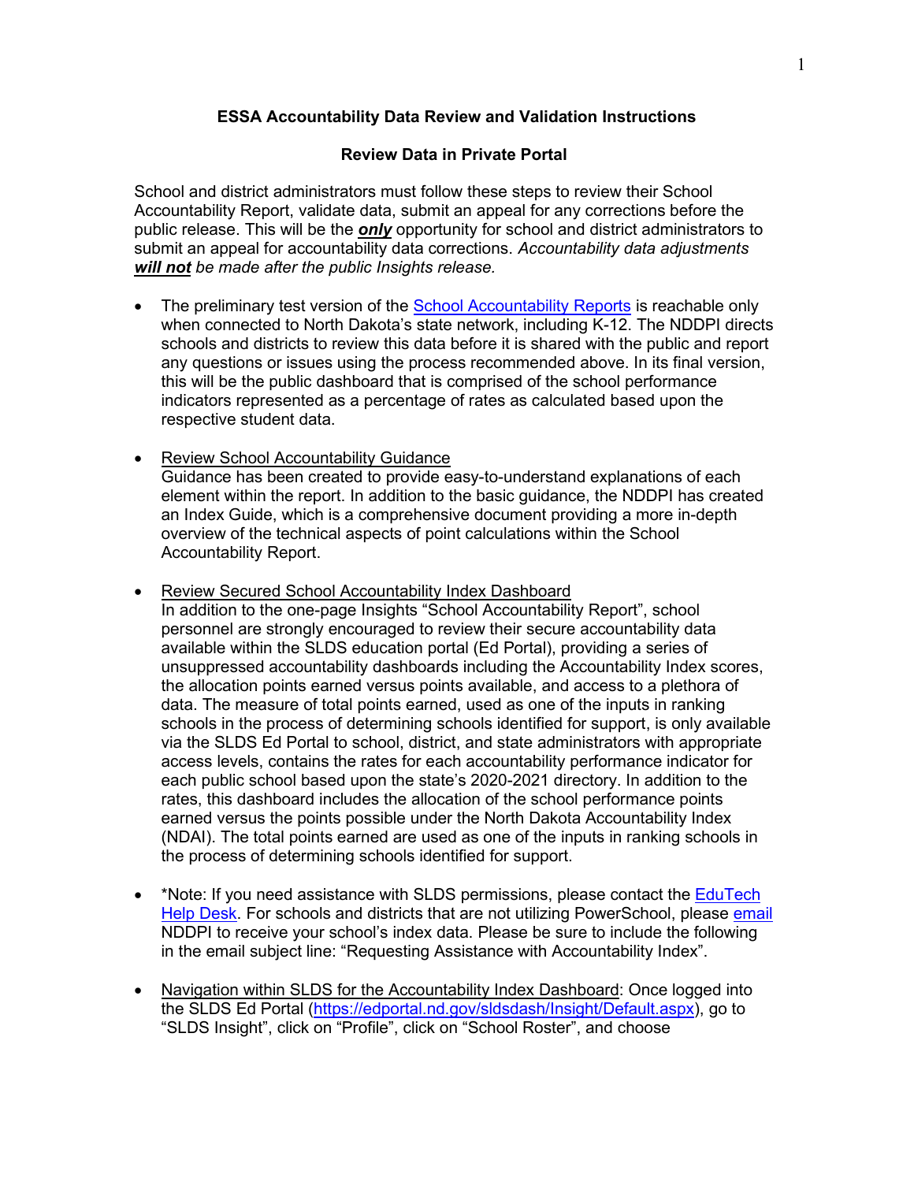## ESSA Accountability Data Review and Validation Instructions

### Review Data in Private Portal

School and district administrators must follow these steps to review their School Accountability Report, validate data, submit an appeal for any corrections before the public release. This will be the ***only*** opportunity for school and district administrators to submit an appeal for accountability data corrections. *Accountability data adjustments **will not** be made after the public Insights release.*

- The preliminary test version of the School Accountability Reports is reachable only when connected to North Dakota's state network, including K-12. The NDDPI directs schools and districts to review this data before it is shared with the public and report any questions or issues using the process recommended above. In its final version, this will be the public dashboard that is comprised of the school performance indicators represented as a percentage of rates as calculated based upon the respective student data.

- Review School Accountability Guidance
  Guidance has been created to provide easy-to-understand explanations of each element within the report. In addition to the basic guidance, the NDDPI has created an Index Guide, which is a comprehensive document providing a more in-depth overview of the technical aspects of point calculations within the School Accountability Report.

- Review Secured School Accountability Index Dashboard
  In addition to the one-page Insights "School Accountability Report", school personnel are strongly encouraged to review their secure accountability data available within the SLDS education portal (Ed Portal), providing a series of unsuppressed accountability dashboards including the Accountability Index scores, the allocation points earned versus points available, and access to a plethora of data. The measure of total points earned, used as one of the inputs in ranking schools in the process of determining schools identified for support, is only available via the SLDS Ed Portal to school, district, and state administrators with appropriate access levels, contains the rates for each accountability performance indicator for each public school based upon the state's 2020-2021 directory. In addition to the rates, this dashboard includes the allocation of the school performance points earned versus the points possible under the North Dakota Accountability Index (NDAI). The total points earned are used as one of the inputs in ranking schools in the process of determining schools identified for support.

- *Note: If you need assistance with SLDS permissions, please contact the EduTech Help Desk. For schools and districts that are not utilizing PowerSchool, please email NDDPI to receive your school's index data. Please be sure to include the following in the email subject line: "Requesting Assistance with Accountability Index".

- Navigation within SLDS for the Accountability Index Dashboard: Once logged into the SLDS Ed Portal (https://edportal.nd.gov/sldsdash/Insight/Default.aspx), go to "SLDS Insight", click on "Profile", click on "School Roster", and choose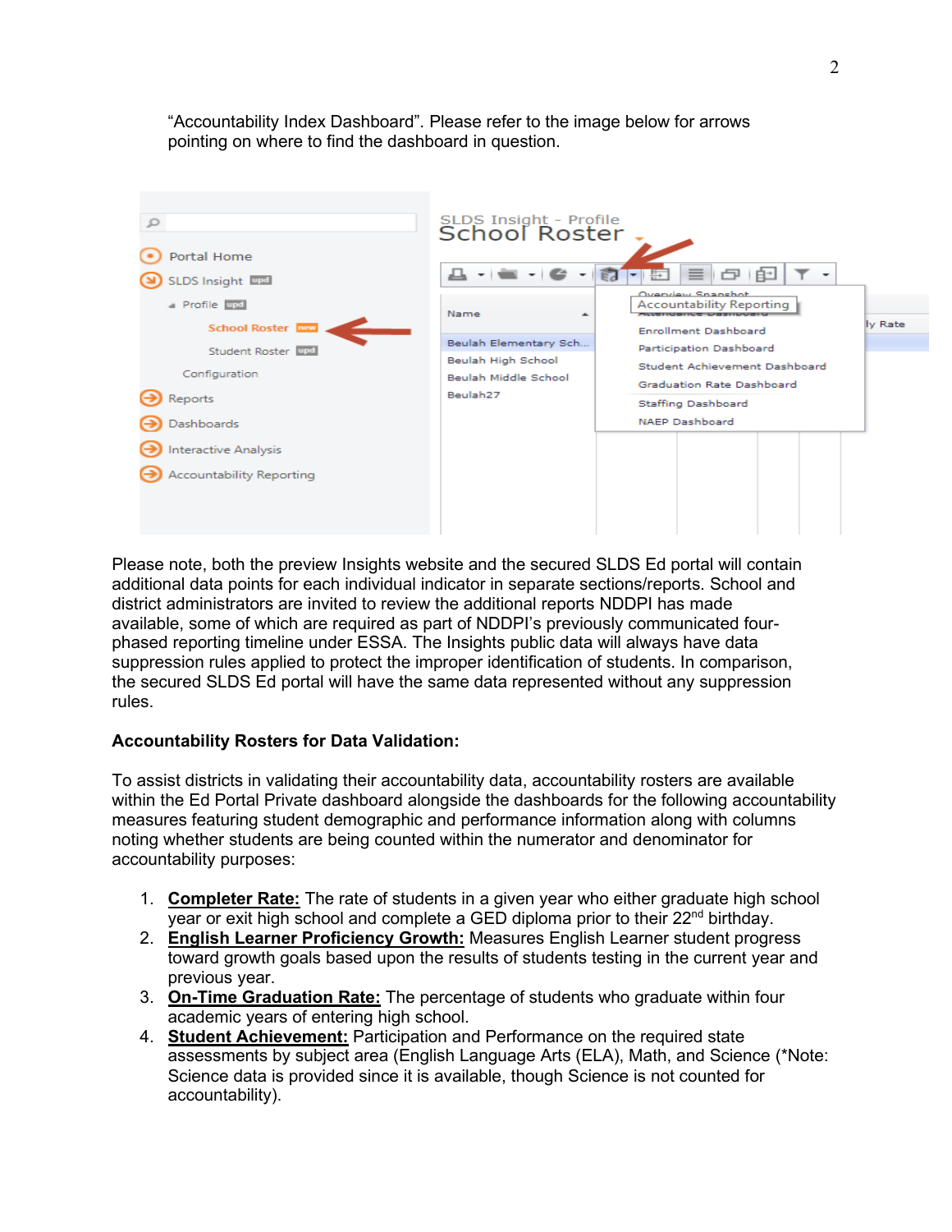"Accountability Index Dashboard". Please refer to the image below for arrows pointing on where to find the dashboard in question.

Please note, both the preview Insights website and the secured SLDS Ed portal will contain additional data points for each individual indicator in separate sections/reports. School and district administrators are invited to review the additional reports NDDPI has made available, some of which are required as part of NDDPI's previously communicated four-phased reporting timeline under ESSA. The Insights public data will always have data suppression rules applied to protect the improper identification of students. In comparison, the secured SLDS Ed portal will have the same data represented without any suppression rules.

**Accountability Rosters for Data Validation:**

To assist districts in validating their accountability data, accountability rosters are available within the Ed Portal Private dashboard alongside the dashboards for the following accountability measures featuring student demographic and performance information along with columns noting whether students are being counted within the numerator and denominator for accountability purposes:

1. **Completer Rate:** The rate of students in a given year who either graduate high school year or exit high school and complete a GED diploma prior to their 22nd birthday.
2. **English Learner Proficiency Growth:** Measures English Learner student progress toward growth goals based upon the results of students testing in the current year and previous year.
3. **On-Time Graduation Rate:** The percentage of students who graduate within four academic years of entering high school.
4. **Student Achievement:** Participation and Performance on the required state assessments by subject area (English Language Arts (ELA), Math, and Science (*Note: Science data is provided since it is available, though Science is not counted for accountability).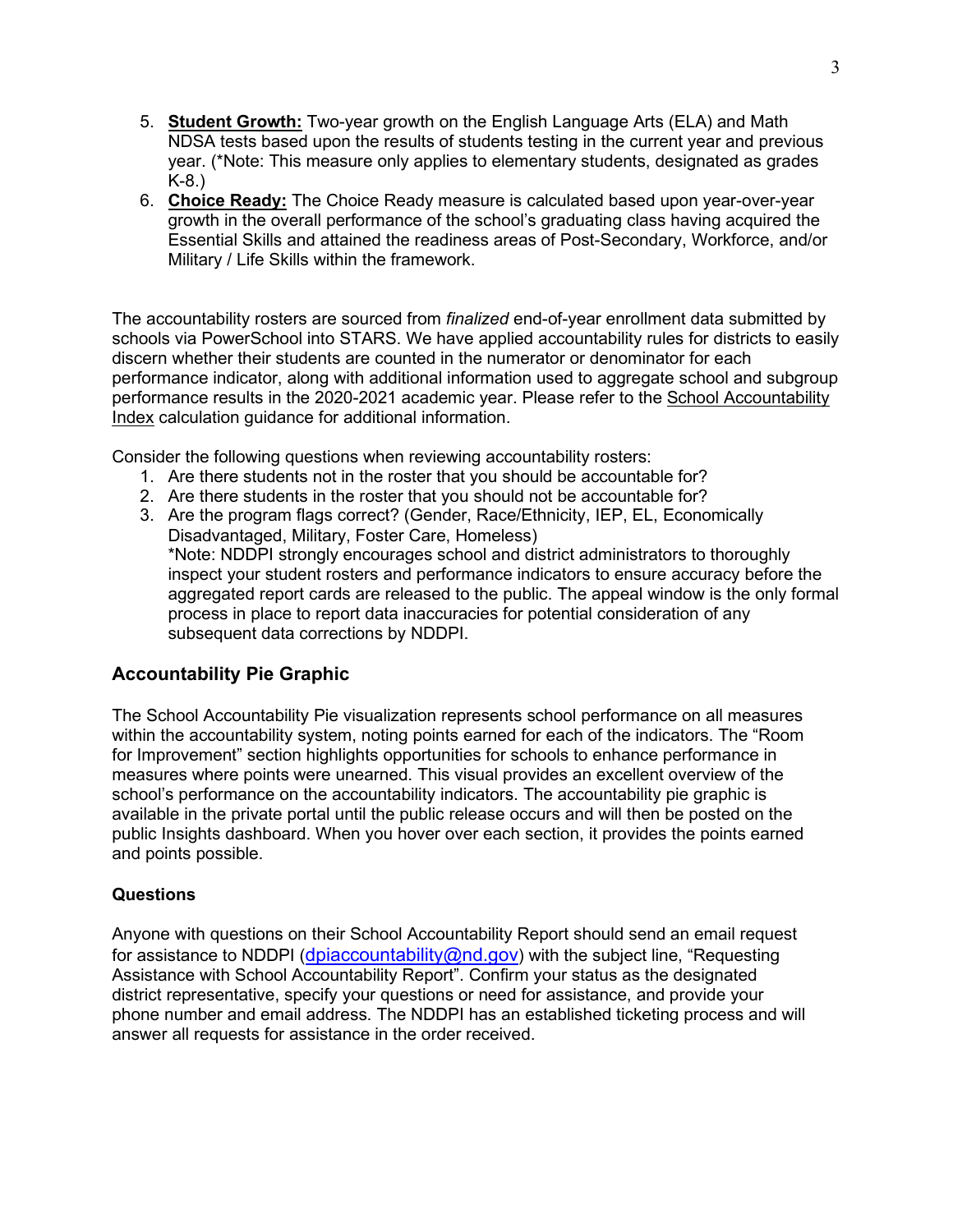5. **Student Growth:** Two-year growth on the English Language Arts (ELA) and Math NDSA tests based upon the results of students testing in the current year and previous year. (*Note: This measure only applies to elementary students, designated as grades K-8.)
6. **Choice Ready:** The Choice Ready measure is calculated based upon year-over-year growth in the overall performance of the school's graduating class having acquired the Essential Skills and attained the readiness areas of Post-Secondary, Workforce, and/or Military / Life Skills within the framework.

The accountability rosters are sourced from *finalized* end-of-year enrollment data submitted by schools via PowerSchool into STARS. We have applied accountability rules for districts to easily discern whether their students are counted in the numerator or denominator for each performance indicator, along with additional information used to aggregate school and subgroup performance results in the 2020-2021 academic year. Please refer to the School Accountability Index calculation guidance for additional information.

Consider the following questions when reviewing accountability rosters:

1. Are there students not in the roster that you should be accountable for?
2. Are there students in the roster that you should not be accountable for?
3. Are the program flags correct? (Gender, Race/Ethnicity, IEP, EL, Economically Disadvantaged, Military, Foster Care, Homeless)
   *Note: NDDPI strongly encourages school and district administrators to thoroughly inspect your student rosters and performance indicators to ensure accuracy before the aggregated report cards are released to the public. The appeal window is the only formal process in place to report data inaccuracies for potential consideration of any subsequent data corrections by NDDPI.

## Accountability Pie Graphic

The School Accountability Pie visualization represents school performance on all measures within the accountability system, noting points earned for each of the indicators. The "Room for Improvement" section highlights opportunities for schools to enhance performance in measures where points were unearned. This visual provides an excellent overview of the school's performance on the accountability indicators. The accountability pie graphic is available in the private portal until the public release occurs and will then be posted on the public Insights dashboard. When you hover over each section, it provides the points earned and points possible.

### Questions

Anyone with questions on their School Accountability Report should send an email request for assistance to NDDPI (dpiaccountability@nd.gov) with the subject line, "Requesting Assistance with School Accountability Report". Confirm your status as the designated district representative, specify your questions or need for assistance, and provide your phone number and email address. The NDDPI has an established ticketing process and will answer all requests for assistance in the order received.